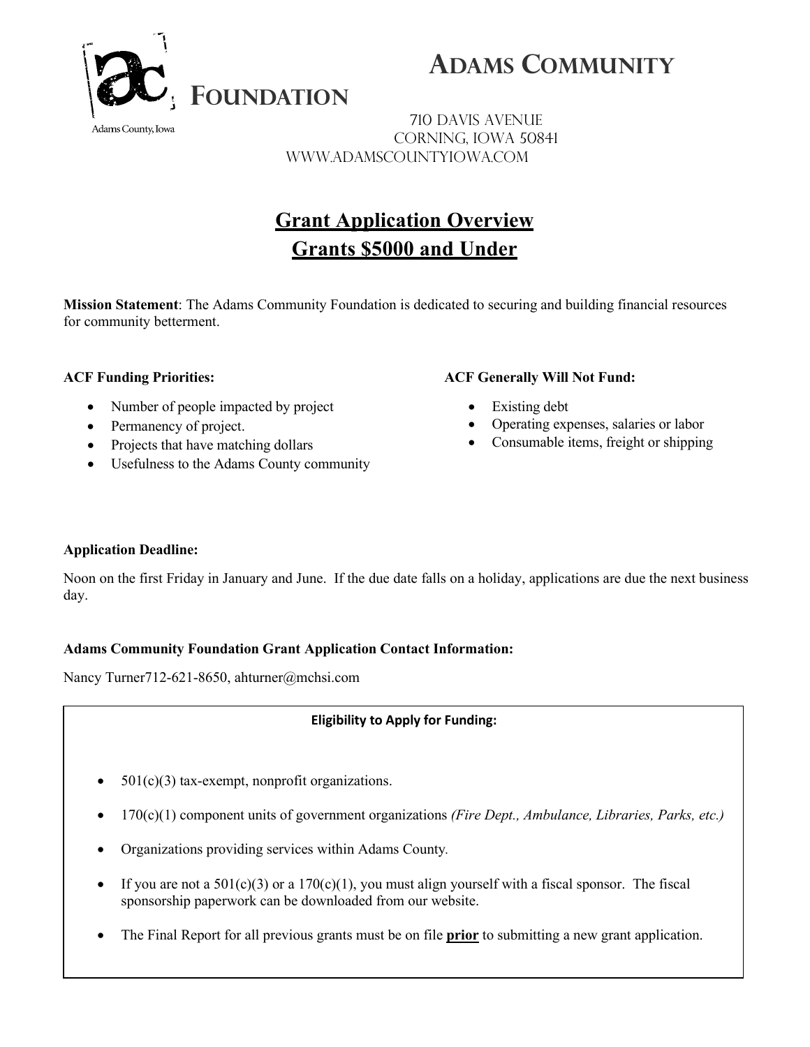# Adams Community Foundation

Adams County, Iowa

710 Davis Avenue
Corning, Iowa 50841
www.adamscountyiowa.com

## Grant Application Overview
## Grants $5000 and Under

**Mission Statement**: The Adams Community Foundation is dedicated to securing and building financial resources for community betterment.

**ACF Funding Priorities:**

- Number of people impacted by project
- Permanency of project.
- Projects that have matching dollars
- Usefulness to the Adams County community

**ACF Generally Will Not Fund:**

- Existing debt
- Operating expenses, salaries or labor
- Consumable items, freight or shipping

**Application Deadline:**

Noon on the first Friday in January and June. If the due date falls on a holiday, applications are due the next business day.

**Adams Community Foundation Grant Application Contact Information:**

Nancy Turner712-621-8650, ahturner@mchsi.com

**Eligibility to Apply for Funding:**

- 501(c)(3) tax-exempt, nonprofit organizations.
- 170(c)(1) component units of government organizations *(Fire Dept., Ambulance, Libraries, Parks, etc.)*
- Organizations providing services within Adams County.
- If you are not a 501(c)(3) or a 170(c)(1), you must align yourself with a fiscal sponsor. The fiscal sponsorship paperwork can be downloaded from our website.
- The Final Report for all previous grants must be on file **prior** to submitting a new grant application.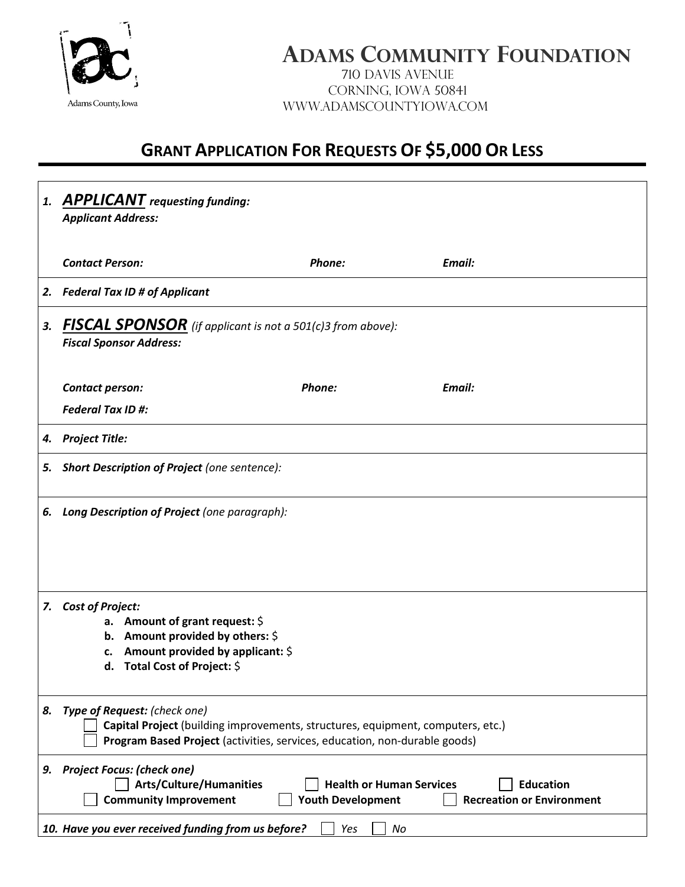# Adams Community Foundation

710 Davis Avenue
Corning, Iowa 50841
www.adamscountyiowa.com

Adams County, Iowa

## Grant Application For Requests Of $5,000 Or Less

1. ***APPLICANT*** ***requesting funding:***
   ***Applicant Address:***

   ***Contact Person:*** ***Phone:*** ***Email:***

2. ***Federal Tax ID # of Applicant***

3. ***FISCAL SPONSOR*** *(if applicant is not a 501(c)3 from above):*
   ***Fiscal Sponsor Address:***

   ***Contact person:*** ***Phone:*** ***Email:***

   ***Federal Tax ID #:***

4. ***Project Title:***

5. ***Short Description of Project*** *(one sentence):*

6. ***Long Description of Project*** *(one paragraph):*

7. ***Cost of Project:***
   a. **Amount of grant request:** $
   b. **Amount provided by others:** $
   c. **Amount provided by applicant:** $
   d. **Total Cost of Project:** $

8. ***Type of Request:*** *(check one)*
   - ☐ **Capital Project** (building improvements, structures, equipment, computers, etc.)
   - ☐ **Program Based Project** (activities, services, education, non-durable goods)

9. ***Project Focus: (check one)***
   - ☐ **Arts/Culture/Humanities**
   - ☐ **Health or Human Services**
   - ☐ **Education**
   - ☐ **Community Improvement**
   - ☐ **Youth Development**
   - ☐ **Recreation or Environment**

10. ***Have you ever received funding from us before?*** ☐ *Yes* ☐ *No*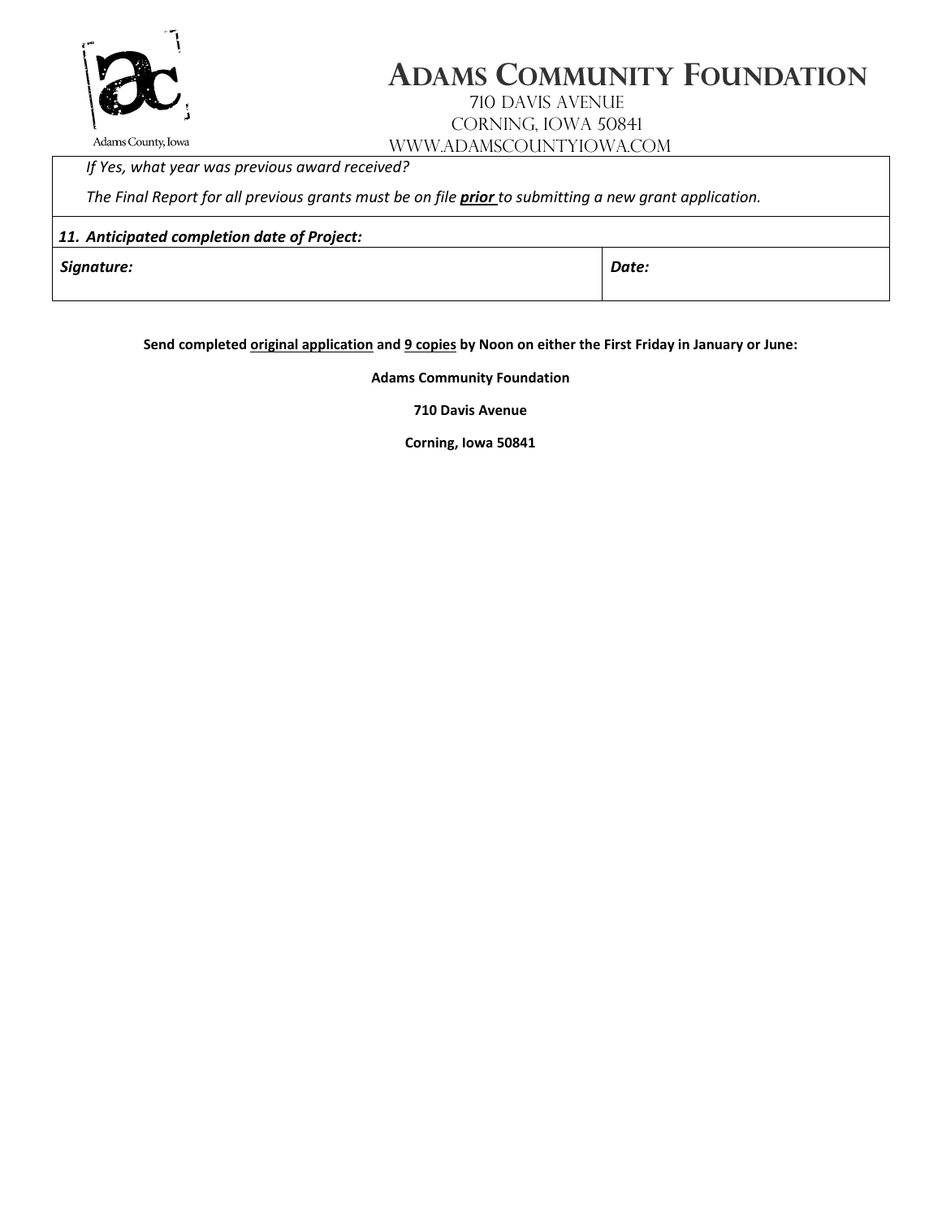# Adams Community Foundation

710 Davis Avenue
Corning, Iowa 50841
www.adamscountyiowa.com

Adams County, Iowa

| | |
|---|---|
| *If Yes, what year was previous award received?*<br>*The Final Report for all previous grants must be on file **prior** to submitting a new grant application.* | |
| ***11. Anticipated completion date of Project:*** | |
| ***Signature:*** | ***Date:*** |

**Send completed original application and 9 copies by Noon on either the First Friday in January or June:**

**Adams Community Foundation**

**710 Davis Avenue**

**Corning, Iowa 50841**